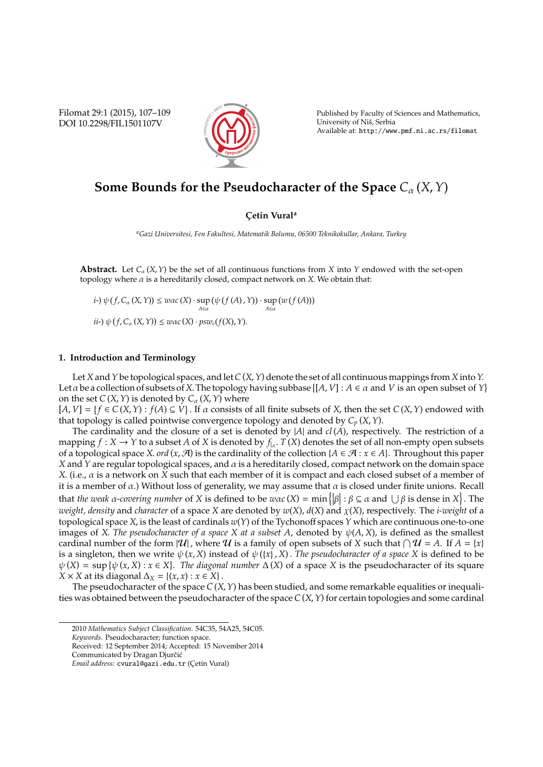# Some Bounds for the Pseudocharacter of the Space $C_\alpha(X, Y)$

**Çetin Vural**[a]

[a] *Gazi Universitesi, Fen Fakultesi, Matematik Bolumu, 06500 Teknikokullar, Ankara, Turkey*

**Abstract.** Let $C_\alpha(X, Y)$ be the set of all continuous functions from $X$ into $Y$ endowed with the set-open topology where $\alpha$ is a hereditarily closed, compact network on $X$. We obtain that:

*i-)* $\psi(f, C_\alpha(X, Y)) \leq w\alpha c(X) \cdot \sup\limits_{A \in \alpha}(\psi(f(A), Y)) \cdot \sup\limits_{A \in \alpha}(w(f(A)))$

*ii-)* $\psi(f, C_\alpha(X, Y)) \leq w\alpha c(X) \cdot psw_c(f(X), Y)$.

## 1. Introduction and Terminology

Let $X$ and $Y$ be topological spaces, and let $C(X, Y)$ denote the set of all continuous mappings from $X$ into $Y$. Let $\alpha$ be a collection of subsets of $X$. The topology having subbase $\{[A, V] : A \in \alpha$ and $V$ is an open subset of $Y\}$ on the set $C(X, Y)$ is denoted by $C_\alpha(X, Y)$ where $[A, V] = \{f \in C(X, Y) : f(A) \subseteq V\}$. If $\alpha$ consists of all finite subsets of $X$, then the set $C(X, Y)$ endowed with that topology is called pointwise convergence topology and denoted by $C_p(X, Y)$.

The cardinality and the closure of a set is denoted by $|A|$ and $cl(A)$, respectively. The restriction of a mapping $f : X \to Y$ to a subset $A$ of $X$ is denoted by $f_{|_A}$. $T(X)$ denotes the set of all non-empty open subsets of a topological space $X$. $ord(x, \mathcal{A})$ is the cardinality of the collection $\{A \in \mathcal{A} : x \in A\}$. Throughout this paper $X$ and $Y$ are regular topological spaces, and $\alpha$ is a hereditarily closed, compact network on the domain space $X$. (i.e., $\alpha$ is a network on $X$ such that each member of it is compact and each closed subset of a member of it is a member of $\alpha$.) Without loss of generality, we may assume that $\alpha$ is closed under finite unions. Recall that *the weak $\alpha$-covering number* of $X$ is defined to be $w\alpha c(X) = \min\left\{|\beta| : \beta \subseteq \alpha \text{ and } \bigcup \beta \text{ is dense in } X\right\}$. The *weight, density* and *character* of a space $X$ are denoted by $w(X)$, $d(X)$ and $\chi(X)$, respectively. The *i-weight* of a topological space $X$, is the least of cardinals $w(Y)$ of the Tychonoff spaces $Y$ which are continuous one-to-one images of $X$. *The pseudocharacter of a space $X$ at a subset $A$*, denoted by $\psi(A, X)$, is defined as the smallest cardinal number of the form $|\mathcal{U}|$, where $\mathcal{U}$ is a family of open subsets of $X$ such that $\bigcap \mathcal{U} = A$. If $A = \{x\}$ is a singleton, then we write $\psi(x, X)$ instead of $\psi(\{x\}, X)$. *The pseudocharacter of a space $X$* is defined to be $\psi(X) = \sup\{\psi(x, X) : x \in X\}$. *The diagonal number* $\Delta(X)$ of a space $X$ is the pseudocharacter of its square $X \times X$ at its diagonal $\Delta_X = \{(x, x) : x \in X\}$.

The pseudocharacter of the space $C(X, Y)$ has been studied, and some remarkable equalities or inequalities was obtained between the pseudocharacter of the space $C(X, Y)$ for certain topologies and some cardinal

---

2010 *Mathematics Subject Classification*. 54C35, 54A25, 54C05.

*Keywords*. Pseudocharacter; function space.

Received: 12 September 2014; Accepted: 15 November 2014

Communicated by Dragan Djurčić

*Email address:* cvural@gazi.edu.tr (Çetin Vural)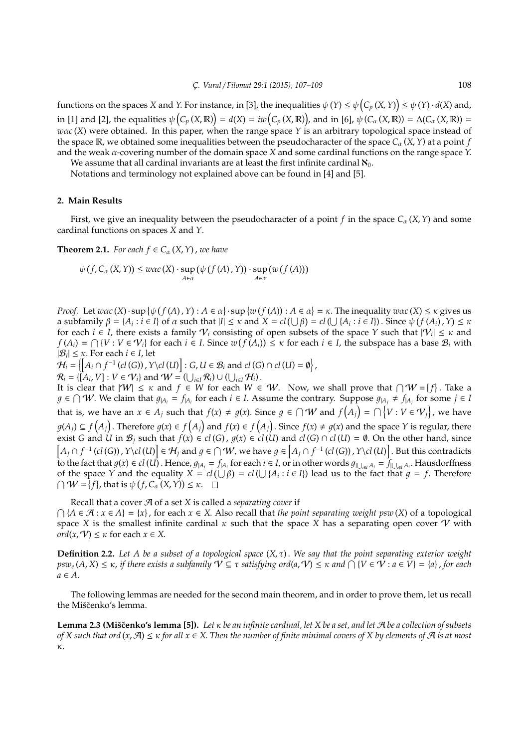functions on the spaces $X$ and $Y$. For instance, in [3], the inequalities $\psi(Y) \leq \psi\left(C_p(X,Y)\right) \leq \psi(Y) \cdot d(X)$ and, in [1] and [2], the equalities $\psi\left(C_p(X,\mathbb{R})\right) = d(X) = iw\left(C_p(X,\mathbb{R})\right)$, and in [6], $\psi\left(C_\alpha(X,\mathbb{R})\right) = \Delta(C_\alpha(X,\mathbb{R})) = w\alpha c(X)$ were obtained. In this paper, when the range space $Y$ is an arbitrary topological space instead of the space $\mathbb{R}$, we obtained some inequalities between the pseudocharacter of the space $C_\alpha(X,Y)$ at a point $f$ and the weak $\alpha$-covering number of the domain space $X$ and some cardinal functions on the range space $Y$.

We assume that all cardinal invariants are at least the first infinite cardinal $\aleph_0$.

Notations and terminology not explained above can be found in [4] and [5].

## 2. Main Results

First, we give an inequality between the pseudocharacter of a point $f$ in the space $C_\alpha(X,Y)$ and some cardinal functions on spaces $X$ and $Y$.

**Theorem 2.1.** *For each $f \in C_\alpha(X,Y)$, we have*

$$\psi(f, C_\alpha(X,Y)) \leq w\alpha c(X) \cdot \sup_{A\in\alpha}(\psi(f(A), Y)) \cdot \sup_{A\in\alpha}(w(f(A)))$$

*Proof.* Let $w\alpha c(X) \cdot \sup\{\psi(f(A), Y) : A \in \alpha\} \cdot \sup\{w(f(A)) : A \in \alpha\} = \kappa$. The inequality $w\alpha c(X) \leq \kappa$ gives us a subfamily $\beta = \{A_i : i \in I\}$ of $\alpha$ such that $|I| \leq \kappa$ and $X = cl(\bigcup \beta) = cl(\bigcup\{A_i : i \in I\})$. Since $\psi(f(A_i), Y) \leq \kappa$ for each $i \in I$, there exists a family $\mathcal{V}_i$ consisting of open subsets of the space $Y$ such that $|\mathcal{V}_i| \leq \kappa$ and $f(A_i) = \bigcap\{V : V \in \mathcal{V}_i\}$ for each $i \in I$. Since $w(f(A_i)) \leq \kappa$ for each $i \in I$, the subspace has a base $\mathcal{B}_i$ with $|\mathcal{B}_i| \leq \kappa$. For each $i \in I$, let

$\mathcal{H}_i = \left\{\left[A_i \cap f^{-1}(cl(G)), Y \backslash cl(U)\right] : G, U \in \mathcal{B}_i \text{ and } cl(G) \cap cl(U) = \emptyset\right\}$,

$\mathcal{R}_i = \{[A_i, V] : V \in \mathcal{V}_i\}$ and $\mathcal{W} = (\bigcup_{i\in I} \mathcal{R}_i) \cup (\bigcup_{i\in I} \mathcal{H}_i)$.

It is clear that $|\mathcal{W}| \leq \kappa$ and $f \in W$ for each $W \in \mathcal{W}$. Now, we shall prove that $\bigcap \mathcal{W} = \{f\}$. Take a $g \in \bigcap \mathcal{W}$. We claim that $g_{|A_i} = f_{|A_i}$ for each $i \in I$. Assume the contrary. Suppose $g_{|A_j} \neq f_{|A_j}$ for some $j \in I$ that is, we have an $x \in A_j$ such that $f(x) \neq g(x)$. Since $g \in \bigcap \mathcal{W}$ and $f\left(A_j\right) = \bigcap\left\{V : V \in \mathcal{V}_j\right\}$, we have $g(A_j) \subseteq f\left(A_j\right)$. Therefore $g(x) \in f\left(A_j\right)$ and $f(x) \in f\left(A_j\right)$. Since $f(x) \neq g(x)$ and the space $Y$ is regular, there exist $G$ and $U$ in $\mathcal{B}_j$ such that $f(x) \in cl(G)$, $g(x) \in cl(U)$ and $cl(G) \cap cl(U) = \emptyset$. On the other hand, since $\left[A_j \cap f^{-1}(cl(G)), Y \backslash cl(U)\right] \in \mathcal{H}_j$ and $g \in \bigcap \mathcal{W}$, we have $g \in \left[A_j \cap f^{-1}(cl(G)), Y \backslash cl(U)\right]$. But this contradicts to the fact that $g(x) \in cl(U)$. Hence, $g_{|A_i} = f_{|A_i}$ for each $i \in I$, or in other words $g_{|\bigcup_{i\in I} A_i} = f_{|\bigcup_{i\in I} A_i}$. Hausdorffness of the space $Y$ and the equality $X = cl(\bigcup \beta) = cl(\bigcup\{A_i : i \in I\})$ lead us to the fact that $g = f$. Therefore $\bigcap \mathcal{W} = \{f\}$, that is $\psi(f, C_\alpha(X,Y)) \leq \kappa$. $\square$

Recall that a cover $\mathcal{A}$ of a set $X$ is called a *separating cover* if $\bigcap\{A \in \mathcal{A} : x \in A\} = \{x\}$, for each $x \in X$. Also recall that *the point separating weight* $psw(X)$ of a topological space $X$ is the smallest infinite cardinal $\kappa$ such that the space $X$ has a separating open cover $\mathcal{V}$ with $ord(x, \mathcal{V}) \leq \kappa$ for each $x \in X$.

**Definition 2.2.** *Let $A$ be a subset of a topological space $(X, \tau)$. We say that the point separating exterior weight $psw_e(A, X) \leq \kappa$, if there exists a subfamily $\mathcal{V} \subseteq \tau$ satisfying $ord(a, \mathcal{V}) \leq \kappa$ and $\bigcap\{V \in \mathcal{V} : a \in V\} = \{a\}$, for each $a \in A$.*

The following lemmas are needed for the second main theorem, and in order to prove them, let us recall the Miščenko's lemma.

**Lemma 2.3 (Miščenko's lemma [5]).** *Let $\kappa$ be an infinite cardinal, let $X$ be a set, and let $\mathcal{A}$ be a collection of subsets of $X$ such that $ord(x, \mathcal{A}) \leq \kappa$ for all $x \in X$. Then the number of finite minimal covers of $X$ by elements of $\mathcal{A}$ is at most $\kappa$.*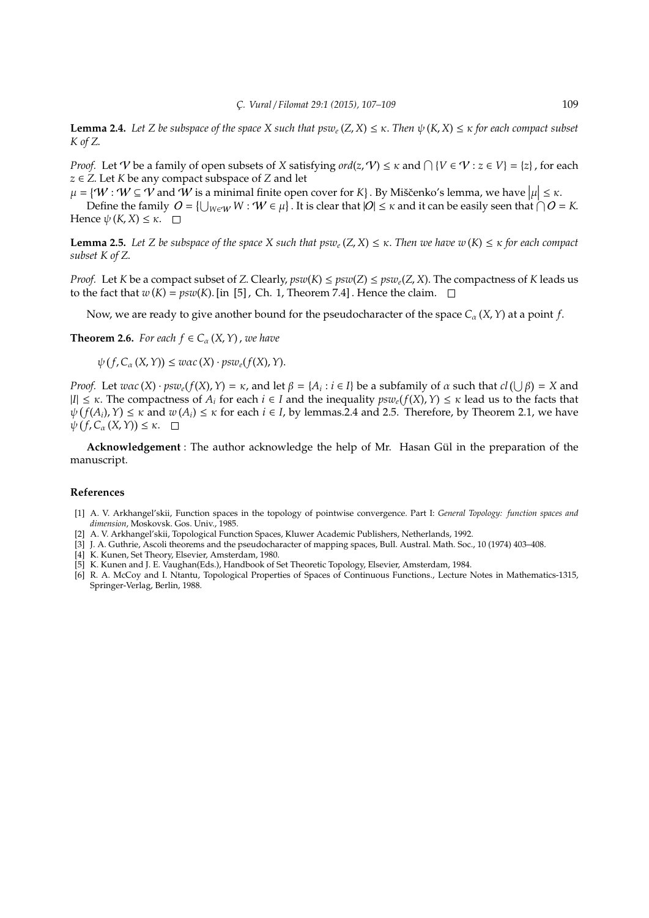**Lemma 2.4.** *Let $Z$ be subspace of the space $X$ such that $psw_e(Z, X) \leq \kappa$. Then $\psi(K, X) \leq \kappa$ for each compact subset $K$ of $Z$.*

*Proof.* Let $\mathcal{V}$ be a family of open subsets of $X$ satisfying $ord(z, \mathcal{V}) \leq \kappa$ and $\bigcap \{V \in \mathcal{V} : z \in V\} = \{z\}$, for each $z \in Z$. Let $K$ be any compact subspace of $Z$ and let
$\mu = \{\mathcal{W} : \mathcal{W} \subseteq \mathcal{V}$ and $\mathcal{W}$ is a minimal finite open cover for $K\}$. By Miščenko's lemma, we have $|\mu| \leq \kappa$.

Define the family $\mathcal{O} = \{\bigcup_{W \in \mathcal{W}} W : \mathcal{W} \in \mu\}$. It is clear that $|\mathcal{O}| \leq \kappa$ and it can be easily seen that $\bigcap \mathcal{O} = K$. Hence $\psi(K, X) \leq \kappa$. $\square$

**Lemma 2.5.** *Let $Z$ be subspace of the space $X$ such that $psw_e(Z, X) \leq \kappa$. Then we have $w(K) \leq \kappa$ for each compact subset $K$ of $Z$.*

*Proof.* Let $K$ be a compact subset of $Z$. Clearly, $psw(K) \leq psw(Z) \leq psw_e(Z, X)$. The compactness of $K$ leads us to the fact that $w(K) = psw(K)$. [in [5], Ch. 1, Theorem 7.4]. Hence the claim. $\square$

Now, we are ready to give another bound for the pseudocharacter of the space $C_\alpha(X, Y)$ at a point $f$.

**Theorem 2.6.** *For each $f \in C_\alpha(X, Y)$, we have*

$$\psi(f, C_\alpha(X, Y)) \leq w\alpha c(X) \cdot psw_e(f(X), Y).$$

*Proof.* Let $w\alpha c(X) \cdot psw_e(f(X), Y) = \kappa$, and let $\beta = \{A_i : i \in I\}$ be a subfamily of $\alpha$ such that $cl(\bigcup \beta) = X$ and $|I| \leq \kappa$. The compactness of $A_i$ for each $i \in I$ and the inequality $psw_e(f(X), Y) \leq \kappa$ lead us to the facts that $\psi(f(A_i), Y) \leq \kappa$ and $w(A_i) \leq \kappa$ for each $i \in I$, by lemmas.2.4 and 2.5. Therefore, by Theorem 2.1, we have $\psi(f, C_\alpha(X, Y)) \leq \kappa$. $\square$

**Acknowledgement** : The author acknowledge the help of Mr. Hasan Gül in the preparation of the manuscript.

## References

[1] A. V. Arkhangel'skii, Function spaces in the topology of pointwise convergence. Part I: *General Topology: function spaces and dimension*, Moskovsk. Gos. Univ., 1985.

[2] A. V. Arkhangel'skii, Topological Function Spaces, Kluwer Academic Publishers, Netherlands, 1992.

[3] J. A. Guthrie, Ascoli theorems and the pseudocharacter of mapping spaces, Bull. Austral. Math. Soc., 10 (1974) 403–408.

[4] K. Kunen, Set Theory, Elsevier, Amsterdam, 1980.

[5] K. Kunen and J. E. Vaughan(Eds.), Handbook of Set Theoretic Topology, Elsevier, Amsterdam, 1984.

[6] R. A. McCoy and I. Ntantu, Topological Properties of Spaces of Continuous Functions., Lecture Notes in Mathematics-1315, Springer-Verlag, Berlin, 1988.